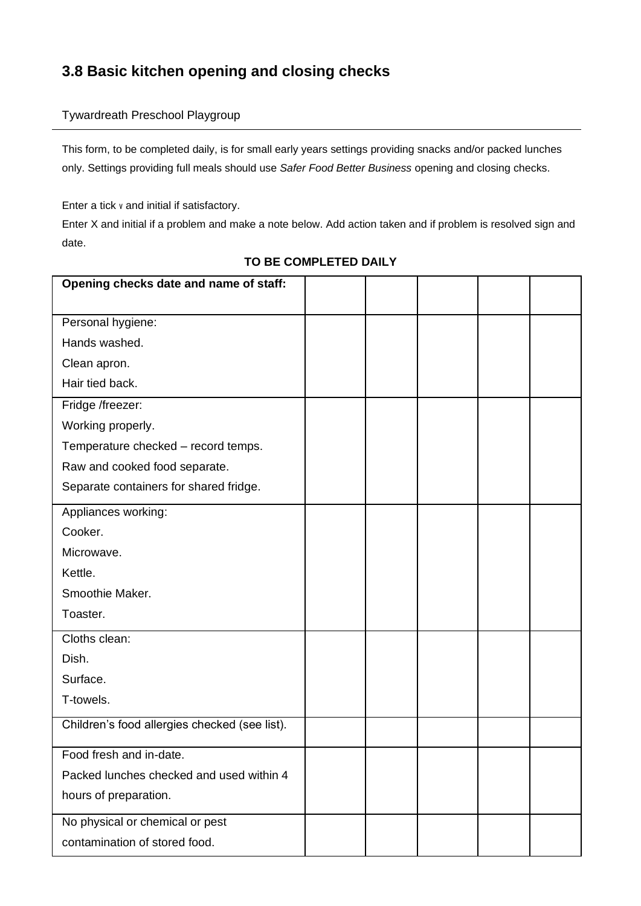## 3.8 Basic kitchen opening and closing checks

Tywardreath Preschool Playgroup

---

This form, to be completed daily, is for small early years settings providing snacks and/or packed lunches only. Settings providing full meals should use *Safer Food Better Business* opening and closing checks.

Enter a tick √ and initial if satisfactory.

Enter X and initial if a problem and make a note below. Add action taken and if problem is resolved sign and date.

**TO BE COMPLETED DAILY**

| **Opening checks date and name of staff:** | | | | | |
|---|---|---|---|---|---|
| Personal hygiene:<br>Hands washed.<br>Clean apron.<br>Hair tied back. | | | | | |
| Fridge /freezer:<br>Working properly.<br>Temperature checked – record temps.<br>Raw and cooked food separate.<br>Separate containers for shared fridge. | | | | | |
| Appliances working:<br>Cooker.<br>Microwave.<br>Kettle.<br>Smoothie Maker.<br>Toaster. | | | | | |
| Cloths clean:<br>Dish.<br>Surface.<br>T-towels. | | | | | |
| Children's food allergies checked (see list). | | | | | |
| Food fresh and in-date.<br>Packed lunches checked and used within 4 hours of preparation. | | | | | |
| No physical or chemical or pest contamination of stored food. | | | | | |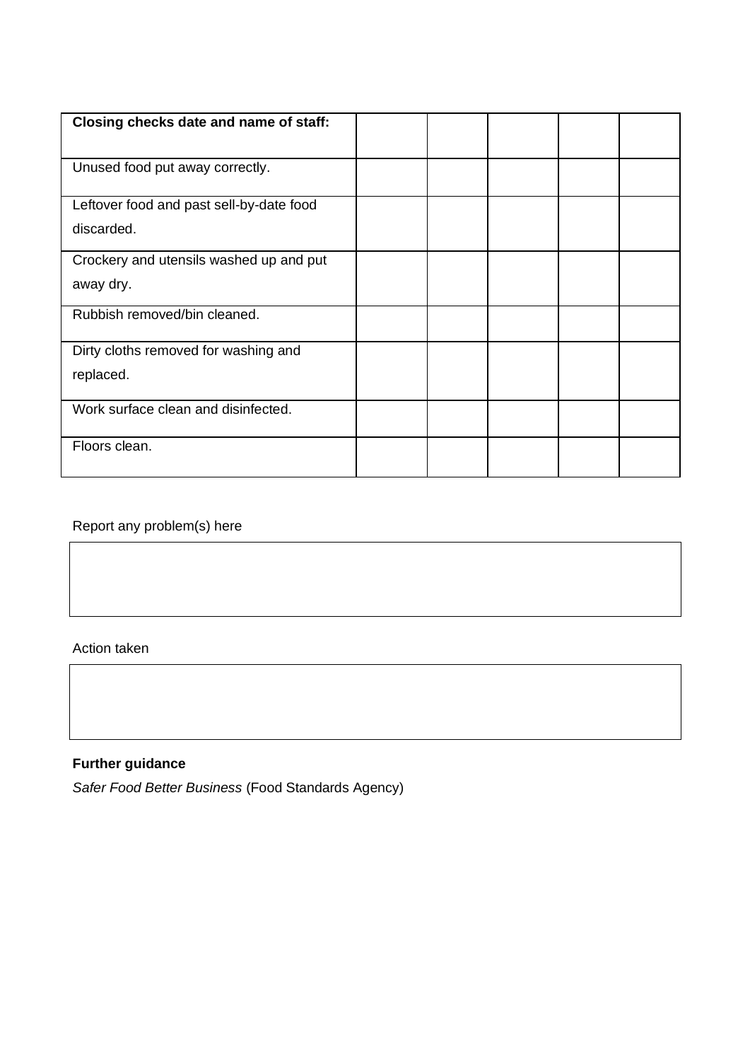| Closing checks date and name of staff: | | | | | |
|---|---|---|---|---|---|
| Unused food put away correctly. | | | | | |
| Leftover food and past sell-by-date food discarded. | | | | | |
| Crockery and utensils washed up and put away dry. | | | | | |
| Rubbish removed/bin cleaned. | | | | | |
| Dirty cloths removed for washing and replaced. | | | | | |
| Work surface clean and disinfected. | | | | | |
| Floors clean. | | | | | |

Report any problem(s) here

| |
|---|
| |

Action taken

| |
|---|
| |

**Further guidance**

*Safer Food Better Business* (Food Standards Agency)